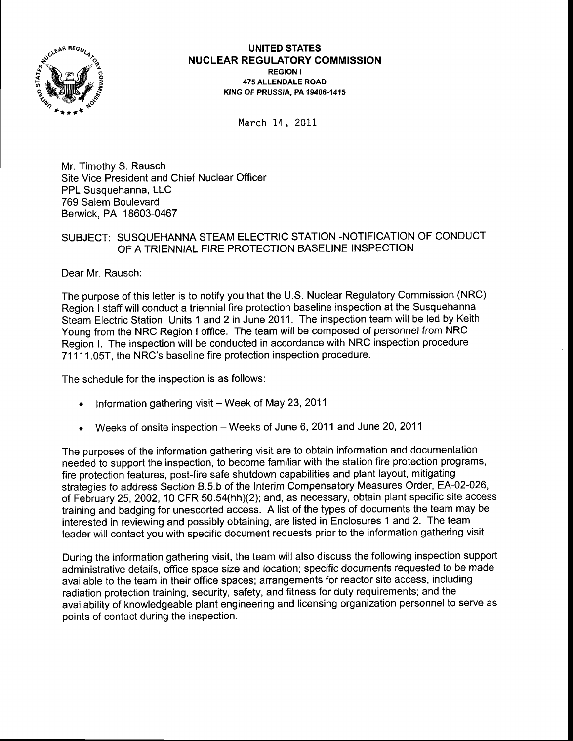**UNITED STATES**
**NUCLEAR REGULATORY COMMISSION**
**REGION I**
**475 ALLENDALE ROAD**
**KING OF PRUSSIA, PA 19406-1415**

March 14, 2011

Mr. Timothy S. Rausch
Site Vice President and Chief Nuclear Officer
PPL Susquehanna, LLC
769 Salem Boulevard
Berwick, PA 18603-0467

SUBJECT: SUSQUEHANNA STEAM ELECTRIC STATION -NOTIFICATION OF CONDUCT OF A TRIENNIAL FIRE PROTECTION BASELINE INSPECTION

Dear Mr. Rausch:

The purpose of this letter is to notify you that the U.S. Nuclear Regulatory Commission (NRC) Region I staff will conduct a triennial fire protection baseline inspection at the Susquehanna Steam Electric Station, Units 1 and 2 in June 2011. The inspection team will be led by Keith Young from the NRC Region I office. The team will be composed of personnel from NRC Region I. The inspection will be conducted in accordance with NRC inspection procedure 71111.05T, the NRC's baseline fire protection inspection procedure.

The schedule for the inspection is as follows:

- Information gathering visit – Week of May 23, 2011
- Weeks of onsite inspection – Weeks of June 6, 2011 and June 20, 2011

The purposes of the information gathering visit are to obtain information and documentation needed to support the inspection, to become familiar with the station fire protection programs, fire protection features, post-fire safe shutdown capabilities and plant layout, mitigating strategies to address Section B.5.b of the Interim Compensatory Measures Order, EA-02-026, of February 25, 2002, 10 CFR 50.54(hh)(2); and, as necessary, obtain plant specific site access training and badging for unescorted access. A list of the types of documents the team may be interested in reviewing and possibly obtaining, are listed in Enclosures 1 and 2. The team leader will contact you with specific document requests prior to the information gathering visit.

During the information gathering visit, the team will also discuss the following inspection support administrative details, office space size and location; specific documents requested to be made available to the team in their office spaces; arrangements for reactor site access, including radiation protection training, security, safety, and fitness for duty requirements; and the availability of knowledgeable plant engineering and licensing organization personnel to serve as points of contact during the inspection.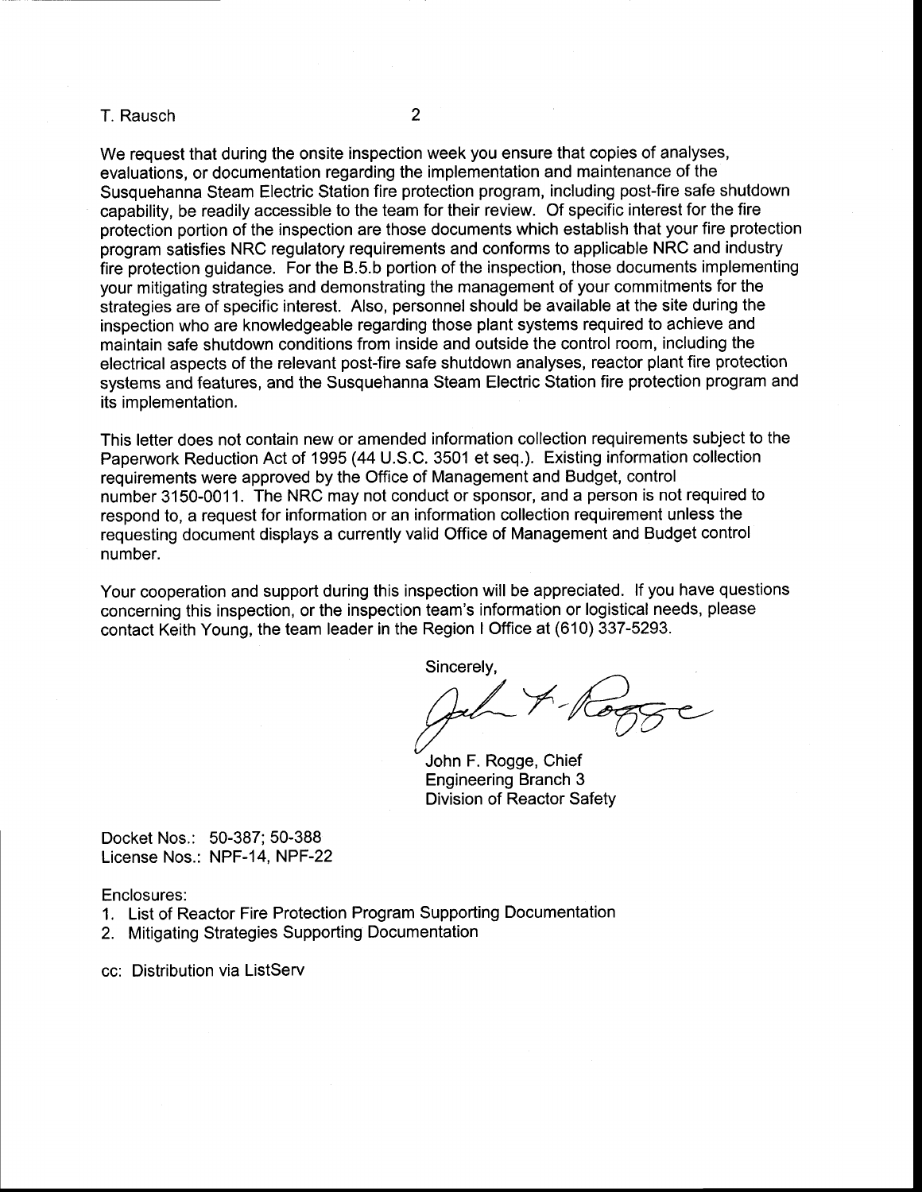We request that during the onsite inspection week you ensure that copies of analyses, evaluations, or documentation regarding the implementation and maintenance of the Susquehanna Steam Electric Station fire protection program, including post-fire safe shutdown capability, be readily accessible to the team for their review. Of specific interest for the fire protection portion of the inspection are those documents which establish that your fire protection program satisfies NRC regulatory requirements and conforms to applicable NRC and industry fire protection guidance. For the B.5.b portion of the inspection, those documents implementing your mitigating strategies and demonstrating the management of your commitments for the strategies are of specific interest. Also, personnel should be available at the site during the inspection who are knowledgeable regarding those plant systems required to achieve and maintain safe shutdown conditions from inside and outside the control room, including the electrical aspects of the relevant post-fire safe shutdown analyses, reactor plant fire protection systems and features, and the Susquehanna Steam Electric Station fire protection program and its implementation.

This letter does not contain new or amended information collection requirements subject to the Paperwork Reduction Act of 1995 (44 U.S.C. 3501 et seq.). Existing information collection requirements were approved by the Office of Management and Budget, control number 3150-0011. The NRC may not conduct or sponsor, and a person is not required to respond to, a request for information or an information collection requirement unless the requesting document displays a currently valid Office of Management and Budget control number.

Your cooperation and support during this inspection will be appreciated. If you have questions concerning this inspection, or the inspection team's information or logistical needs, please contact Keith Young, the team leader in the Region I Office at (610) 337-5293.

Sincerely,

John F. Rogge, Chief
Engineering Branch 3
Division of Reactor Safety

Docket Nos.: 50-387; 50-388
License Nos.: NPF-14, NPF-22

Enclosures:

1. List of Reactor Fire Protection Program Supporting Documentation
2. Mitigating Strategies Supporting Documentation

cc: Distribution via ListServ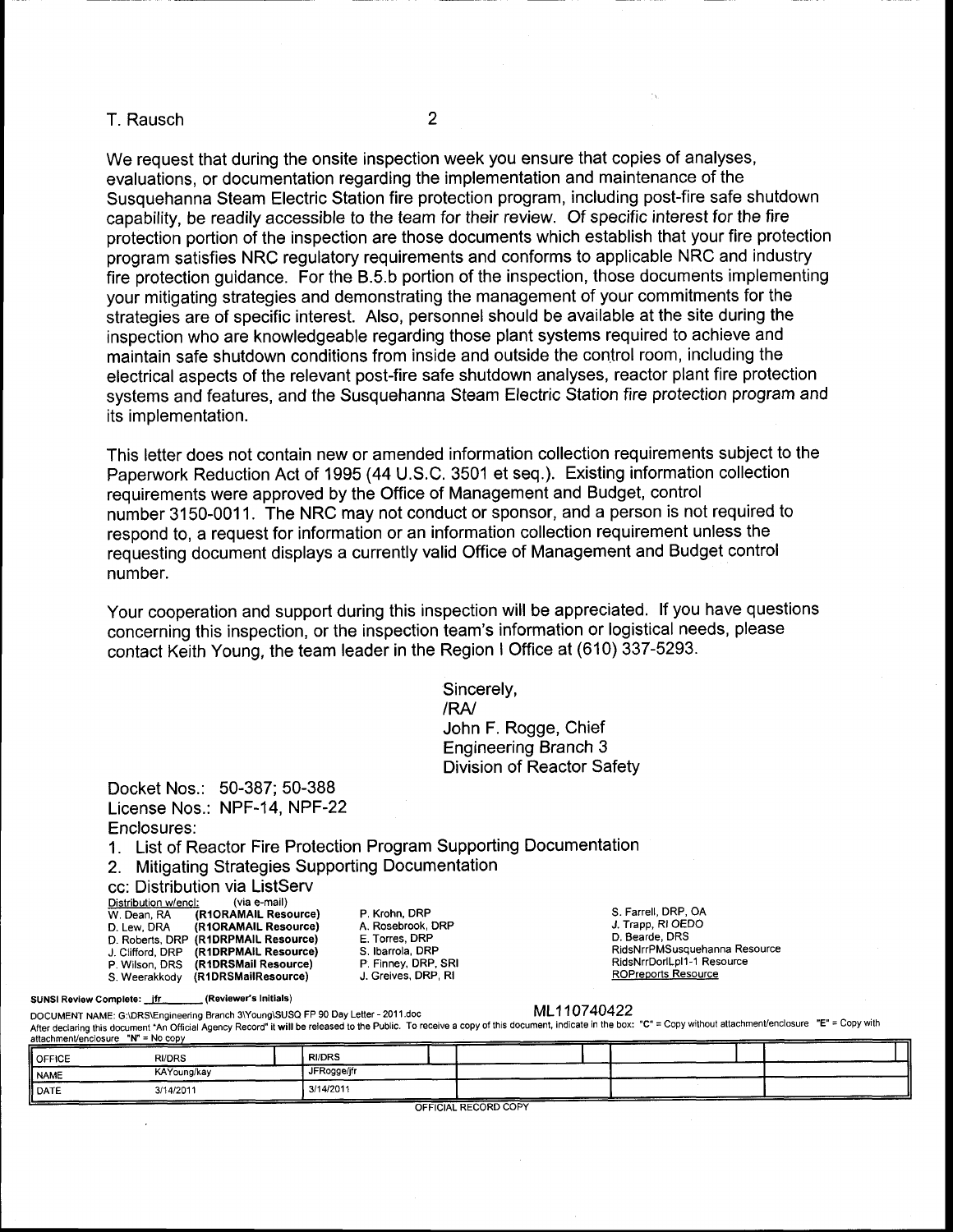We request that during the onsite inspection week you ensure that copies of analyses, evaluations, or documentation regarding the implementation and maintenance of the Susquehanna Steam Electric Station fire protection program, including post-fire safe shutdown capability, be readily accessible to the team for their review. Of specific interest for the fire protection portion of the inspection are those documents which establish that your fire protection program satisfies NRC regulatory requirements and conforms to applicable NRC and industry fire protection guidance. For the B.5.b portion of the inspection, those documents implementing your mitigating strategies and demonstrating the management of your commitments for the strategies are of specific interest. Also, personnel should be available at the site during the inspection who are knowledgeable regarding those plant systems required to achieve and maintain safe shutdown conditions from inside and outside the control room, including the electrical aspects of the relevant post-fire safe shutdown analyses, reactor plant fire protection systems and features, and the Susquehanna Steam Electric Station fire protection program and its implementation.

This letter does not contain new or amended information collection requirements subject to the Paperwork Reduction Act of 1995 (44 U.S.C. 3501 et seq.). Existing information collection requirements were approved by the Office of Management and Budget, control number 3150-0011. The NRC may not conduct or sponsor, and a person is not required to respond to, a request for information or an information collection requirement unless the requesting document displays a currently valid Office of Management and Budget control number.

Your cooperation and support during this inspection will be appreciated. If you have questions concerning this inspection, or the inspection team's information or logistical needs, please contact Keith Young, the team leader in the Region I Office at (610) 337-5293.

Sincerely,
/RA/
John F. Rogge, Chief
Engineering Branch 3
Division of Reactor Safety

Docket Nos.: 50-387; 50-388
License Nos.: NPF-14, NPF-22
Enclosures:

1. List of Reactor Fire Protection Program Supporting Documentation
2. Mitigating Strategies Supporting Documentation

cc: Distribution via ListServ

Distribution w/encl: (via e-mail)
W. Dean, RA (R1ORAMAIL Resource)
D. Lew, DRA (R1ORAMAIL Resource)
D. Roberts, DRP (R1DRPMAIL Resource)
J. Clifford, DRP (R1DRPMAIL Resource)
P. Wilson, DRS (R1DRSMail Resource)
S. Weerakkody (R1DRSMailResource)
P. Krohn, DRP
A. Rosebrook, DRP
E. Torres, DRP
S. Ibarrola, DRP
P. Finney, DRP, SRI
J. Greives, DRP, RI
S. Farrell, DRP, OA
J. Trapp, RI OEDO
D. Bearde, DRS
RidsNrrPMSusquehanna Resource
RidsNrrDorlLpl1-1 Resource
ROPreports Resource

SUNSI Review Complete: jfr (Reviewer's Initials)

DOCUMENT NAME: G:\DRS\Engineering Branch 3\Young\SUSQ FP 90 Day Letter - 2011.doc

ML110740422

After declaring this document "An Official Agency Record" it will be released to the Public. To receive a copy of this document, indicate in the box: "C" = Copy without attachment/enclosure "E" = Copy with attachment/enclosure "N" = No copy

| OFFICE | RI/DRS | | RI/DRS | | | | | | | |
|---|---|---|---|---|---|---|---|---|---|---|
| NAME | KAYoung/kay | | JFRogge/jfr | | | | | | | |
| DATE | 3/14/2011 | | 3/14/2011 | | | | | | | |

OFFICIAL RECORD COPY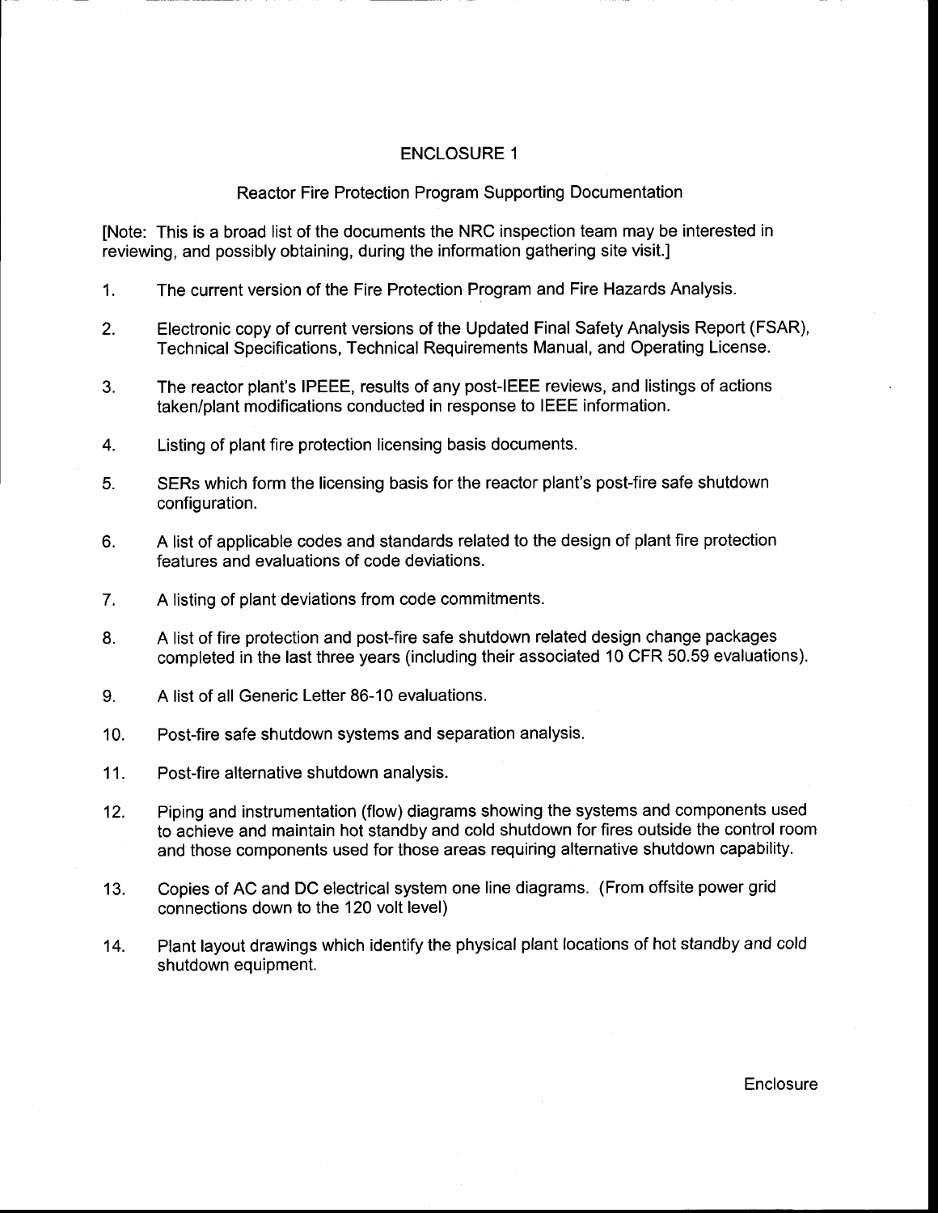# ENCLOSURE 1

## Reactor Fire Protection Program Supporting Documentation

[Note: This is a broad list of the documents the NRC inspection team may be interested in reviewing, and possibly obtaining, during the information gathering site visit.]

1. The current version of the Fire Protection Program and Fire Hazards Analysis.

2. Electronic copy of current versions of the Updated Final Safety Analysis Report (FSAR), Technical Specifications, Technical Requirements Manual, and Operating License.

3. The reactor plant's IPEEE, results of any post-IEEE reviews, and listings of actions taken/plant modifications conducted in response to IEEE information.

4. Listing of plant fire protection licensing basis documents.

5. SERs which form the licensing basis for the reactor plant's post-fire safe shutdown configuration.

6. A list of applicable codes and standards related to the design of plant fire protection features and evaluations of code deviations.

7. A listing of plant deviations from code commitments.

8. A list of fire protection and post-fire safe shutdown related design change packages completed in the last three years (including their associated 10 CFR 50.59 evaluations).

9. A list of all Generic Letter 86-10 evaluations.

10. Post-fire safe shutdown systems and separation analysis.

11. Post-fire alternative shutdown analysis.

12. Piping and instrumentation (flow) diagrams showing the systems and components used to achieve and maintain hot standby and cold shutdown for fires outside the control room and those components used for those areas requiring alternative shutdown capability.

13. Copies of AC and DC electrical system one line diagrams. (From offsite power grid connections down to the 120 volt level)

14. Plant layout drawings which identify the physical plant locations of hot standby and cold shutdown equipment.

Enclosure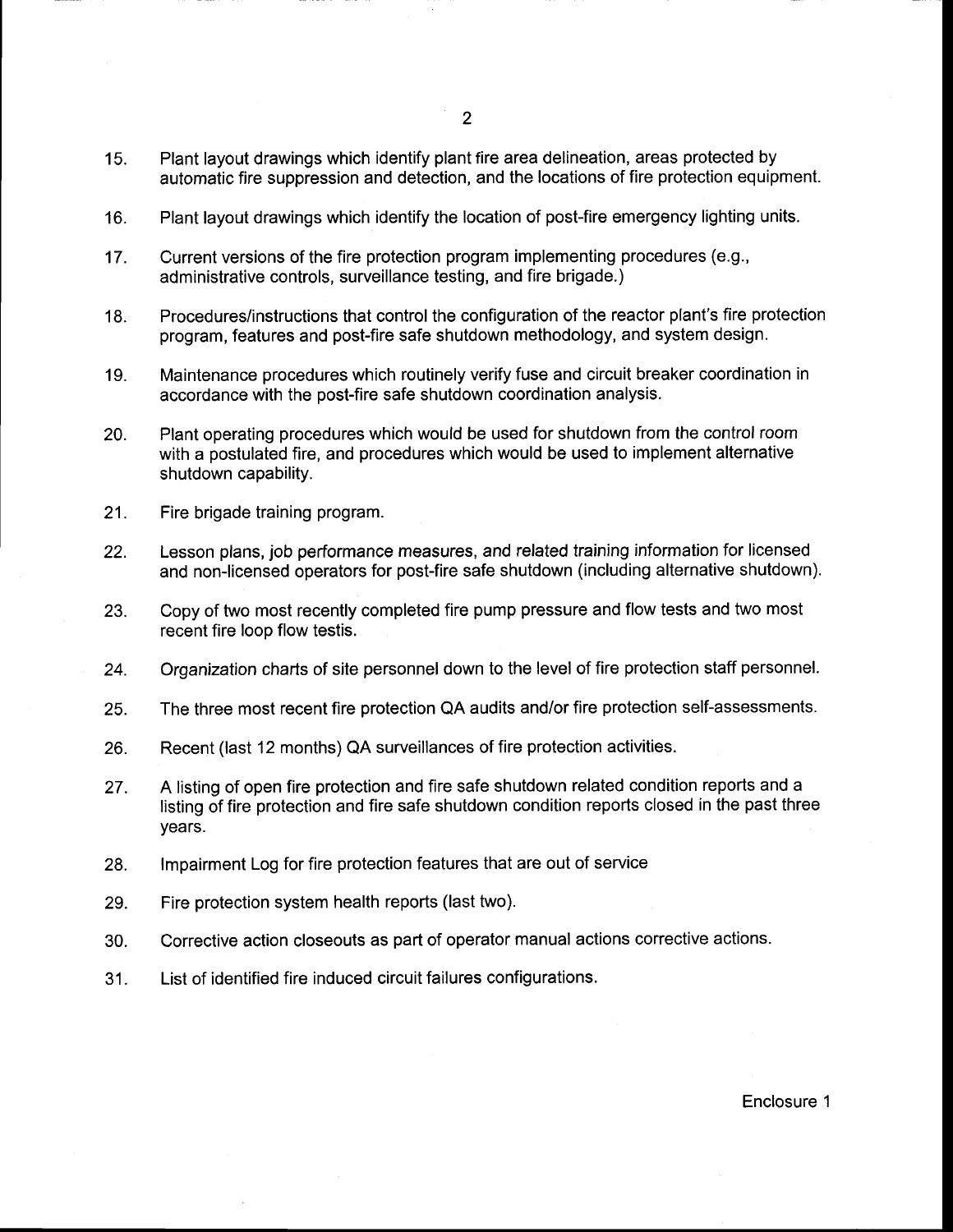15. Plant layout drawings which identify plant fire area delineation, areas protected by automatic fire suppression and detection, and the locations of fire protection equipment.

16. Plant layout drawings which identify the location of post-fire emergency lighting units.

17. Current versions of the fire protection program implementing procedures (e.g., administrative controls, surveillance testing, and fire brigade.)

18. Procedures/instructions that control the configuration of the reactor plant's fire protection program, features and post-fire safe shutdown methodology, and system design.

19. Maintenance procedures which routinely verify fuse and circuit breaker coordination in accordance with the post-fire safe shutdown coordination analysis.

20. Plant operating procedures which would be used for shutdown from the control room with a postulated fire, and procedures which would be used to implement alternative shutdown capability.

21. Fire brigade training program.

22. Lesson plans, job performance measures, and related training information for licensed and non-licensed operators for post-fire safe shutdown (including alternative shutdown).

23. Copy of two most recently completed fire pump pressure and flow tests and two most recent fire loop flow testis.

24. Organization charts of site personnel down to the level of fire protection staff personnel.

25. The three most recent fire protection QA audits and/or fire protection self-assessments.

26. Recent (last 12 months) QA surveillances of fire protection activities.

27. A listing of open fire protection and fire safe shutdown related condition reports and a listing of fire protection and fire safe shutdown condition reports closed in the past three years.

28. Impairment Log for fire protection features that are out of service

29. Fire protection system health reports (last two).

30. Corrective action closeouts as part of operator manual actions corrective actions.

31. List of identified fire induced circuit failures configurations.

Enclosure 1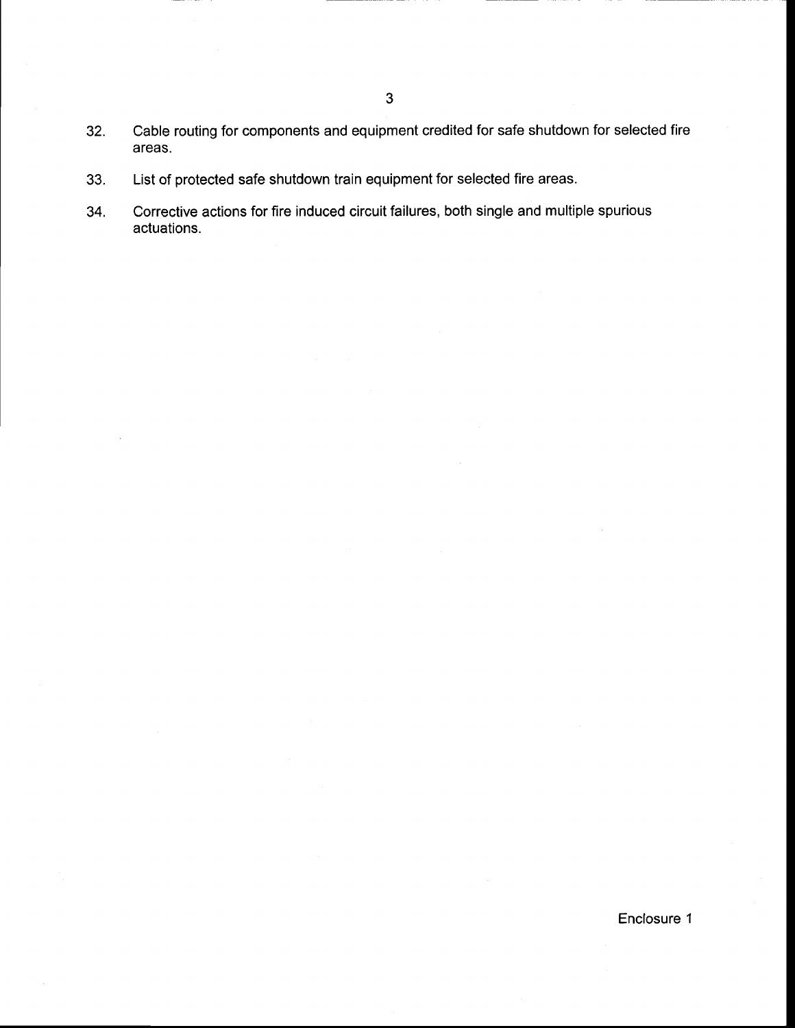32. Cable routing for components and equipment credited for safe shutdown for selected fire areas.

33. List of protected safe shutdown train equipment for selected fire areas.

34. Corrective actions for fire induced circuit failures, both single and multiple spurious actuations.

Enclosure 1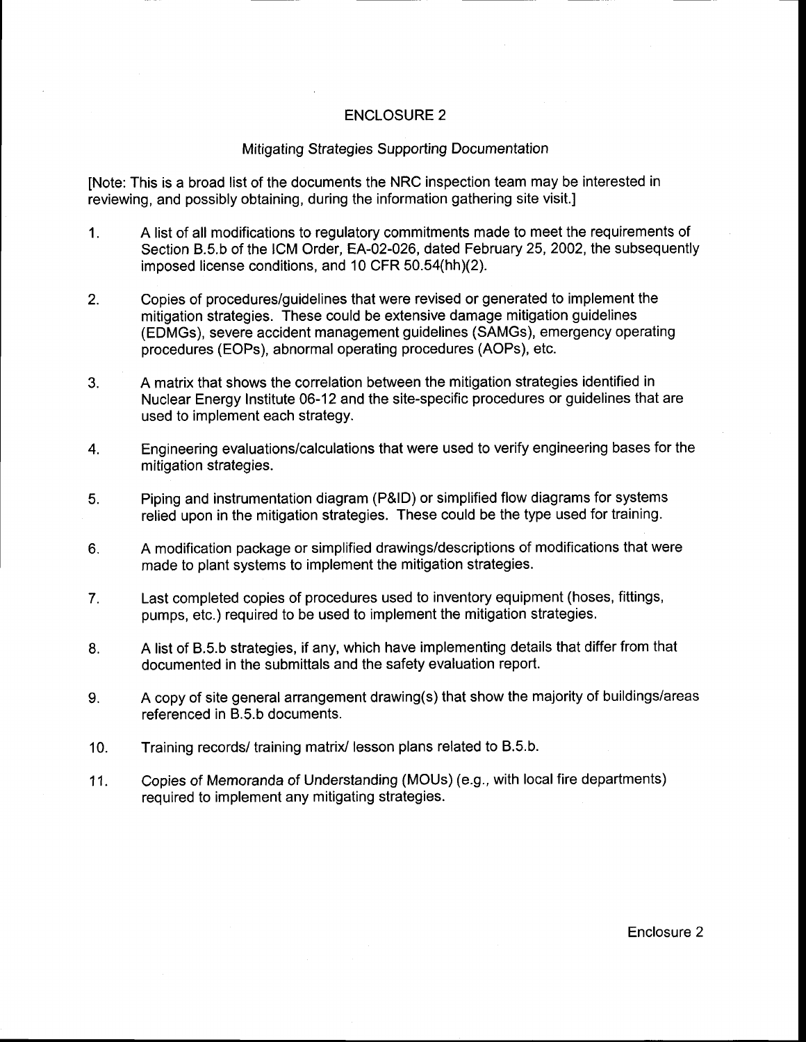# ENCLOSURE 2

## Mitigating Strategies Supporting Documentation

[Note: This is a broad list of the documents the NRC inspection team may be interested in reviewing, and possibly obtaining, during the information gathering site visit.]

1. A list of all modifications to regulatory commitments made to meet the requirements of Section B.5.b of the ICM Order, EA-02-026, dated February 25, 2002, the subsequently imposed license conditions, and 10 CFR 50.54(hh)(2).

2. Copies of procedures/guidelines that were revised or generated to implement the mitigation strategies. These could be extensive damage mitigation guidelines (EDMGs), severe accident management guidelines (SAMGs), emergency operating procedures (EOPs), abnormal operating procedures (AOPs), etc.

3. A matrix that shows the correlation between the mitigation strategies identified in Nuclear Energy Institute 06-12 and the site-specific procedures or guidelines that are used to implement each strategy.

4. Engineering evaluations/calculations that were used to verify engineering bases for the mitigation strategies.

5. Piping and instrumentation diagram (P&ID) or simplified flow diagrams for systems relied upon in the mitigation strategies. These could be the type used for training.

6. A modification package or simplified drawings/descriptions of modifications that were made to plant systems to implement the mitigation strategies.

7. Last completed copies of procedures used to inventory equipment (hoses, fittings, pumps, etc.) required to be used to implement the mitigation strategies.

8. A list of B.5.b strategies, if any, which have implementing details that differ from that documented in the submittals and the safety evaluation report.

9. A copy of site general arrangement drawing(s) that show the majority of buildings/areas referenced in B.5.b documents.

10. Training records/ training matrix/ lesson plans related to B.5.b.

11. Copies of Memoranda of Understanding (MOUs) (e.g., with local fire departments) required to implement any mitigating strategies.